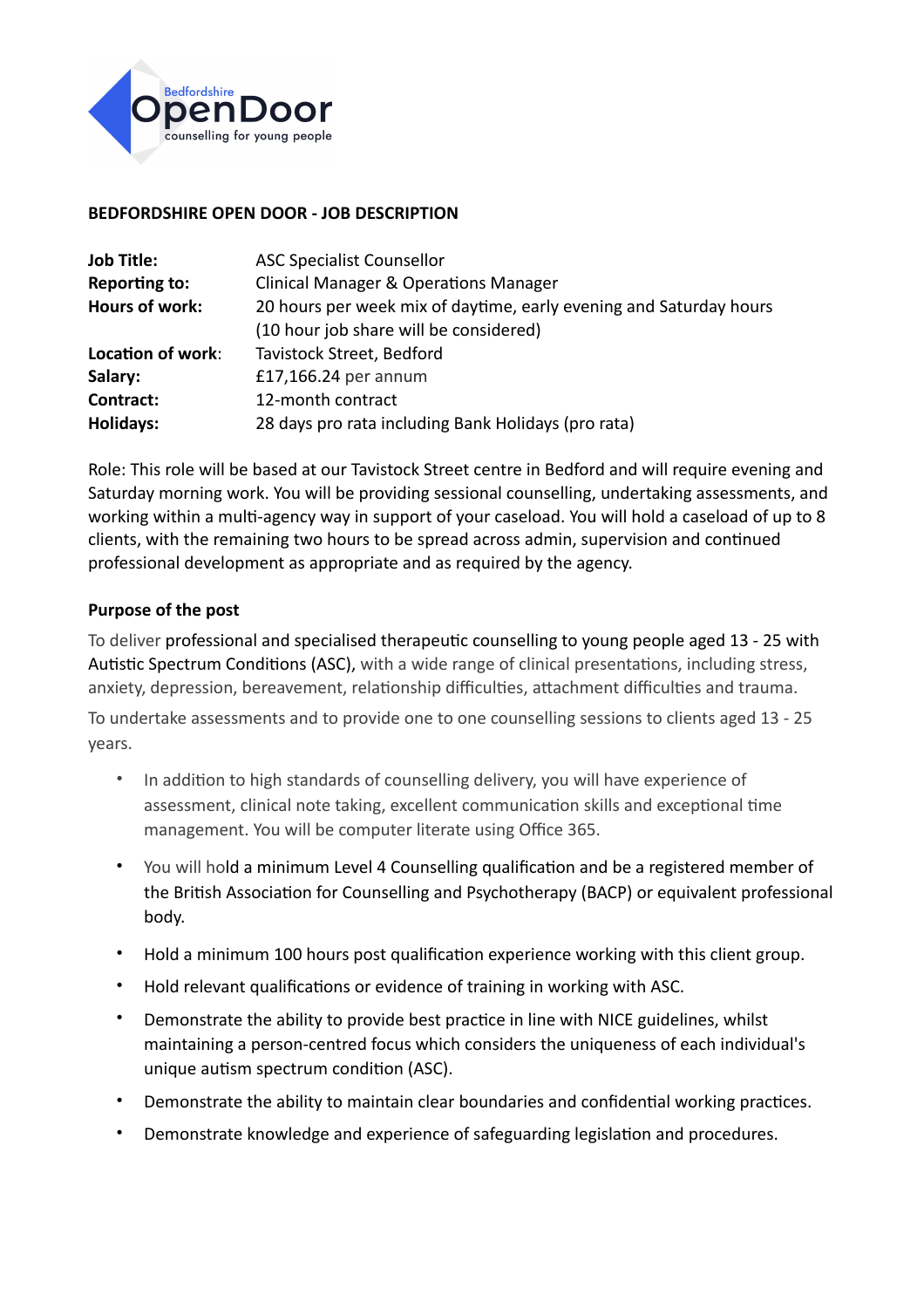Bedfordshire OpenDoor counselling for young people

**BEDFORDSHIRE OPEN DOOR - JOB DESCRIPTION**

| | |
|---|---|
| **Job Title:** | ASC Specialist Counsellor |
| **Reporting to:** | Clinical Manager & Operations Manager |
| **Hours of work:** | 20 hours per week mix of daytime, early evening and Saturday hours (10 hour job share will be considered) |
| **Location of work:** | Tavistock Street, Bedford |
| **Salary:** | £17,166.24 per annum |
| **Contract:** | 12-month contract |
| **Holidays:** | 28 days pro rata including Bank Holidays (pro rata) |

Role: This role will be based at our Tavistock Street centre in Bedford and will require evening and Saturday morning work. You will be providing sessional counselling, undertaking assessments, and working within a multi-agency way in support of your caseload. You will hold a caseload of up to 8 clients, with the remaining two hours to be spread across admin, supervision and continued professional development as appropriate and as required by the agency.

**Purpose of the post**

To deliver professional and specialised therapeutic counselling to young people aged 13 - 25 with Autistic Spectrum Conditions (ASC), with a wide range of clinical presentations, including stress, anxiety, depression, bereavement, relationship difficulties, attachment difficulties and trauma.

To undertake assessments and to provide one to one counselling sessions to clients aged 13 - 25 years.

- In addition to high standards of counselling delivery, you will have experience of assessment, clinical note taking, excellent communication skills and exceptional time management. You will be computer literate using Office 365.
- You will hold a minimum Level 4 Counselling qualification and be a registered member of the British Association for Counselling and Psychotherapy (BACP) or equivalent professional body.
- Hold a minimum 100 hours post qualification experience working with this client group.
- Hold relevant qualifications or evidence of training in working with ASC.
- Demonstrate the ability to provide best practice in line with NICE guidelines, whilst maintaining a person-centred focus which considers the uniqueness of each individual's unique autism spectrum condition (ASC).
- Demonstrate the ability to maintain clear boundaries and confidential working practices.
- Demonstrate knowledge and experience of safeguarding legislation and procedures.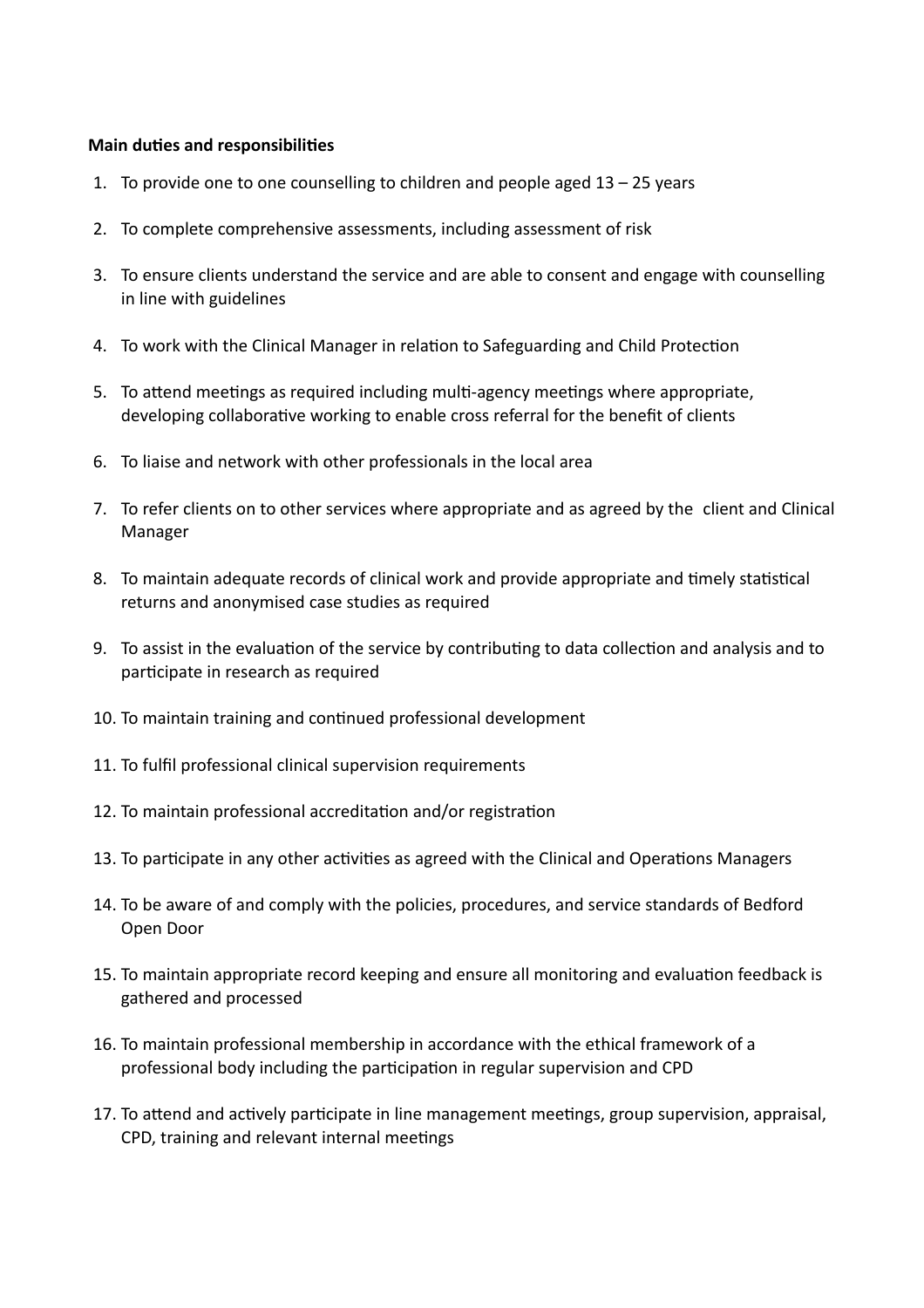**Main duties and responsibilities**

1. To provide one to one counselling to children and people aged 13 – 25 years
2. To complete comprehensive assessments, including assessment of risk
3. To ensure clients understand the service and are able to consent and engage with counselling in line with guidelines
4. To work with the Clinical Manager in relation to Safeguarding and Child Protection
5. To attend meetings as required including multi-agency meetings where appropriate, developing collaborative working to enable cross referral for the benefit of clients
6. To liaise and network with other professionals in the local area
7. To refer clients on to other services where appropriate and as agreed by the client and Clinical Manager
8. To maintain adequate records of clinical work and provide appropriate and timely statistical returns and anonymised case studies as required
9. To assist in the evaluation of the service by contributing to data collection and analysis and to participate in research as required
10. To maintain training and continued professional development
11. To fulfil professional clinical supervision requirements
12. To maintain professional accreditation and/or registration
13. To participate in any other activities as agreed with the Clinical and Operations Managers
14. To be aware of and comply with the policies, procedures, and service standards of Bedford Open Door
15. To maintain appropriate record keeping and ensure all monitoring and evaluation feedback is gathered and processed
16. To maintain professional membership in accordance with the ethical framework of a professional body including the participation in regular supervision and CPD
17. To attend and actively participate in line management meetings, group supervision, appraisal, CPD, training and relevant internal meetings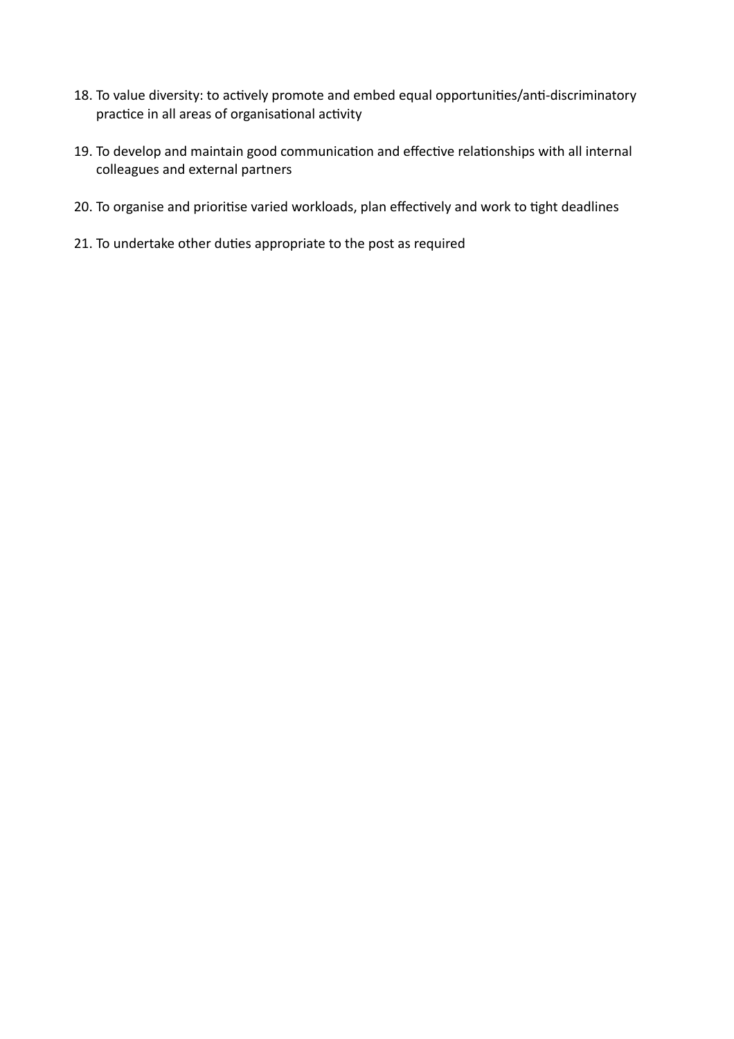18. To value diversity: to actively promote and embed equal opportunities/anti-discriminatory practice in all areas of organisational activity

19. To develop and maintain good communication and effective relationships with all internal colleagues and external partners

20. To organise and prioritise varied workloads, plan effectively and work to tight deadlines

21. To undertake other duties appropriate to the post as required